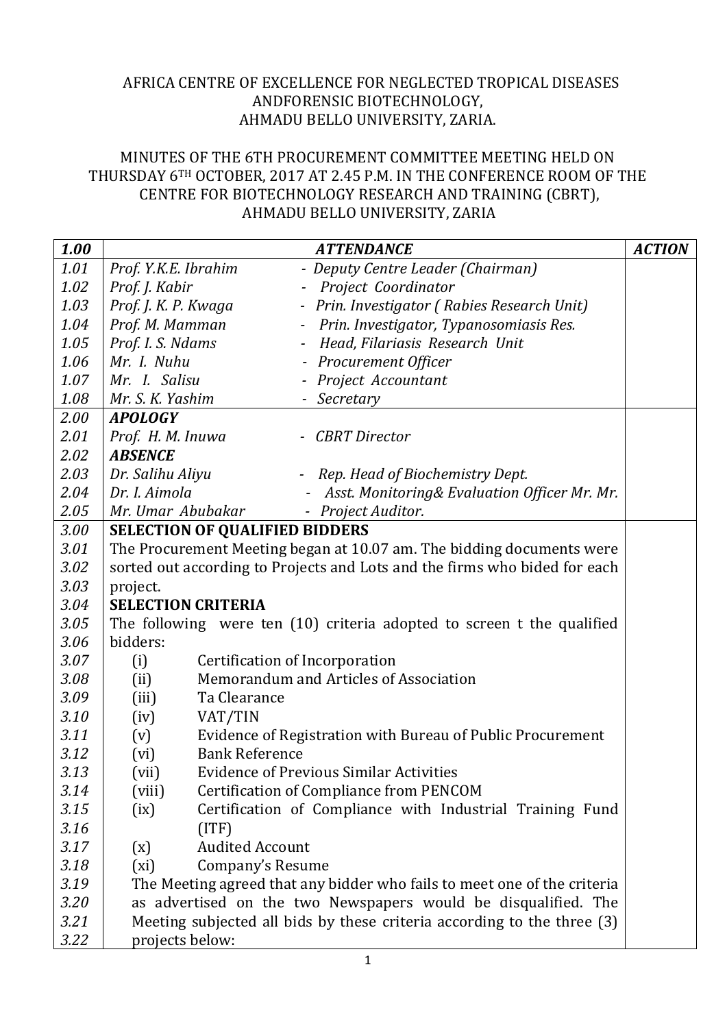AFRICA CENTRE OF EXCELLENCE FOR NEGLECTED TROPICAL DISEASES ANDFORENSIC BIOTECHNOLOGY, AHMADU BELLO UNIVERSITY, ZARIA.

MINUTES OF THE 6TH PROCUREMENT COMMITTEE MEETING HELD ON THURSDAY 6TH OCTOBER, 2017 AT 2.45 P.M. IN THE CONFERENCE ROOM OF THE CENTRE FOR BIOTECHNOLOGY RESEARCH AND TRAINING (CBRT), AHMADU BELLO UNIVERSITY, ZARIA

| ***1.00*** | ***ATTENDANCE*** | ***ACTION*** |
|---|---|---|
| *1.01* | *Prof. Y.K.E. Ibrahim - Deputy Centre Leader (Chairman)* | |
| *1.02* | *Prof. J. Kabir - Project Coordinator* | |
| *1.03* | *Prof. J. K. P. Kwaga - Prin. Investigator ( Rabies Research Unit)* | |
| *1.04* | *Prof. M. Mamman - Prin. Investigator, Typanosomiasis Res.* | |
| *1.05* | *Prof. I. S. Ndams - Head, Filariasis Research Unit* | |
| *1.06* | *Mr. I. Nuhu - Procurement Officer* | |
| *1.07* | *Mr. I. Salisu - Project Accountant* | |
| *1.08* | *Mr. S. K. Yashim - Secretary* | |
| *2.00* | ***APOLOGY*** | |
| *2.01* | *Prof. H. M. Inuwa - CBRT Director* | |
| *2.02* | ***ABSENCE*** | |
| *2.03* | *Dr. Salihu Aliyu - Rep. Head of Biochemistry Dept.* | |
| *2.04* | *Dr. I. Aimola - Asst. Monitoring& Evaluation Officer Mr. Mr.* | |
| *2.05* | *Mr. Umar Abubakar - Project Auditor.* | |
| *3.00* | **SELECTION OF QUALIFIED BIDDERS** | |
| *3.01* | The Procurement Meeting began at 10.07 am. The bidding documents were | |
| *3.02* | sorted out according to Projects and Lots and the firms who bided for each | |
| *3.03* | project. | |
| *3.04* | **SELECTION CRITERIA** | |
| *3.05* | The following were ten (10) criteria adopted to screen t the qualified | |
| *3.06* | bidders: | |
| *3.07* | (i) Certification of Incorporation | |
| *3.08* | (ii) Memorandum and Articles of Association | |
| *3.09* | (iii) Ta Clearance | |
| *3.10* | (iv) VAT/TIN | |
| *3.11* | (v) Evidence of Registration with Bureau of Public Procurement | |
| *3.12* | (vi) Bank Reference | |
| *3.13* | (vii) Evidence of Previous Similar Activities | |
| *3.14* | (viii) Certification of Compliance from PENCOM | |
| *3.15* | (ix) Certification of Compliance with Industrial Training Fund | |
| *3.16* | (ITF) | |
| *3.17* | (x) Audited Account | |
| *3.18* | (xi) Company's Resume | |
| *3.19* | The Meeting agreed that any bidder who fails to meet one of the criteria | |
| *3.20* | as advertised on the two Newspapers would be disqualified. The | |
| *3.21* | Meeting subjected all bids by these criteria according to the three (3) | |
| *3.22* | projects below: | |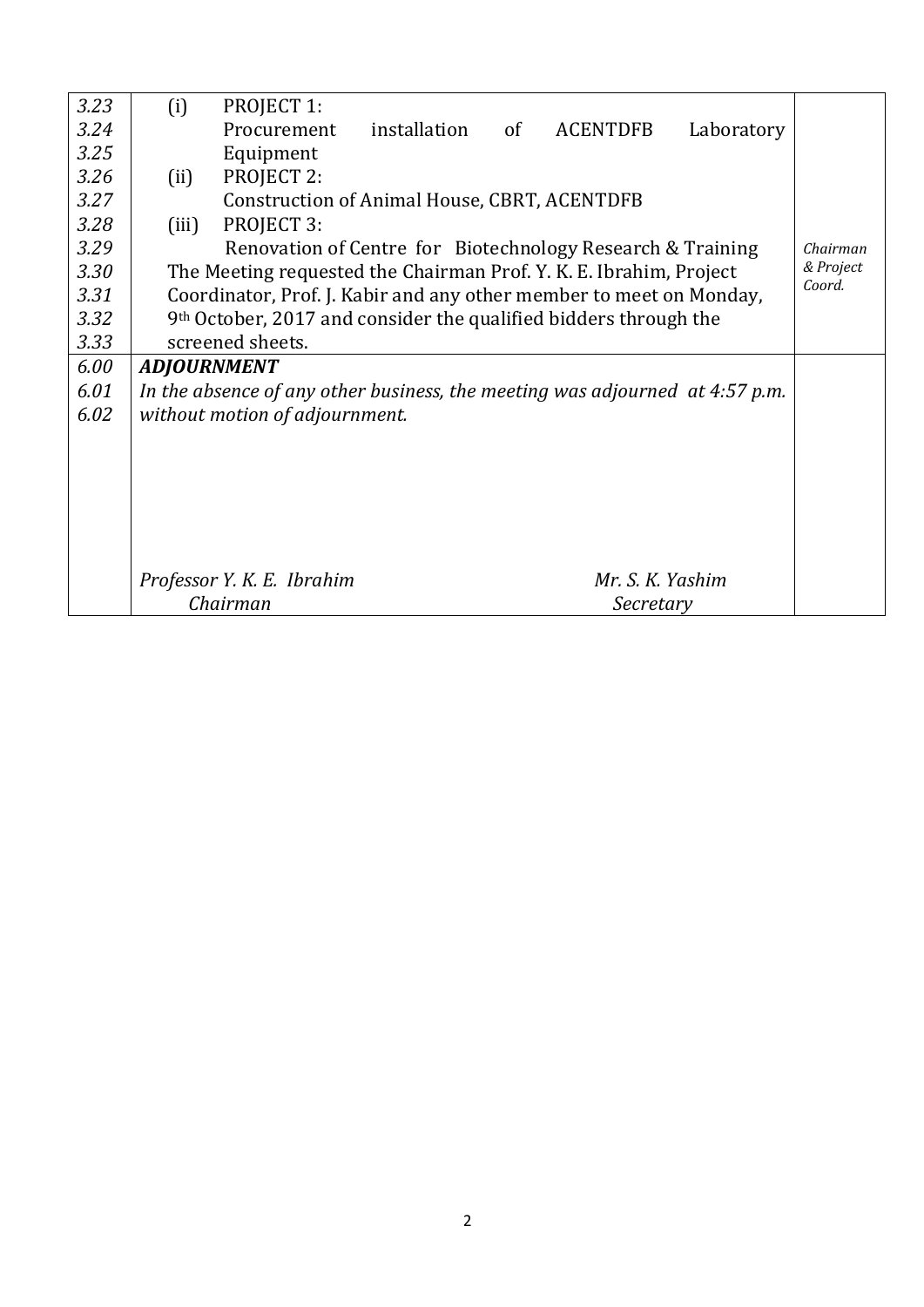| | | |
|---|---|---|
| *3.23*<br>*3.24*<br>*3.25*<br>*3.26*<br>*3.27*<br>*3.28*<br>*3.29*<br>*3.30*<br>*3.31*<br>*3.32*<br>*3.33* | (i) PROJECT 1:<br>Procurement installation of ACENTDFB Laboratory Equipment<br>(ii) PROJECT 2:<br>Construction of Animal House, CBRT, ACENTDFB<br>(iii) PROJECT 3:<br>Renovation of Centre for Biotechnology Research & Training<br>The Meeting requested the Chairman Prof. Y. K. E. Ibrahim, Project Coordinator, Prof. J. Kabir and any other member to meet on Monday, 9th October, 2017 and consider the qualified bidders through the screened sheets. | *Chairman & Project Coord.* |
| *6.00*<br>*6.01*<br>*6.02* | ***ADJOURNMENT***<br>*In the absence of any other business, the meeting was adjourned at 4:57 p.m. without motion of adjournment.*<br><br>*Professor Y. K. E. Ibrahim* — *Chairman*<br>*Mr. S. K. Yashim* — *Secretary* | |